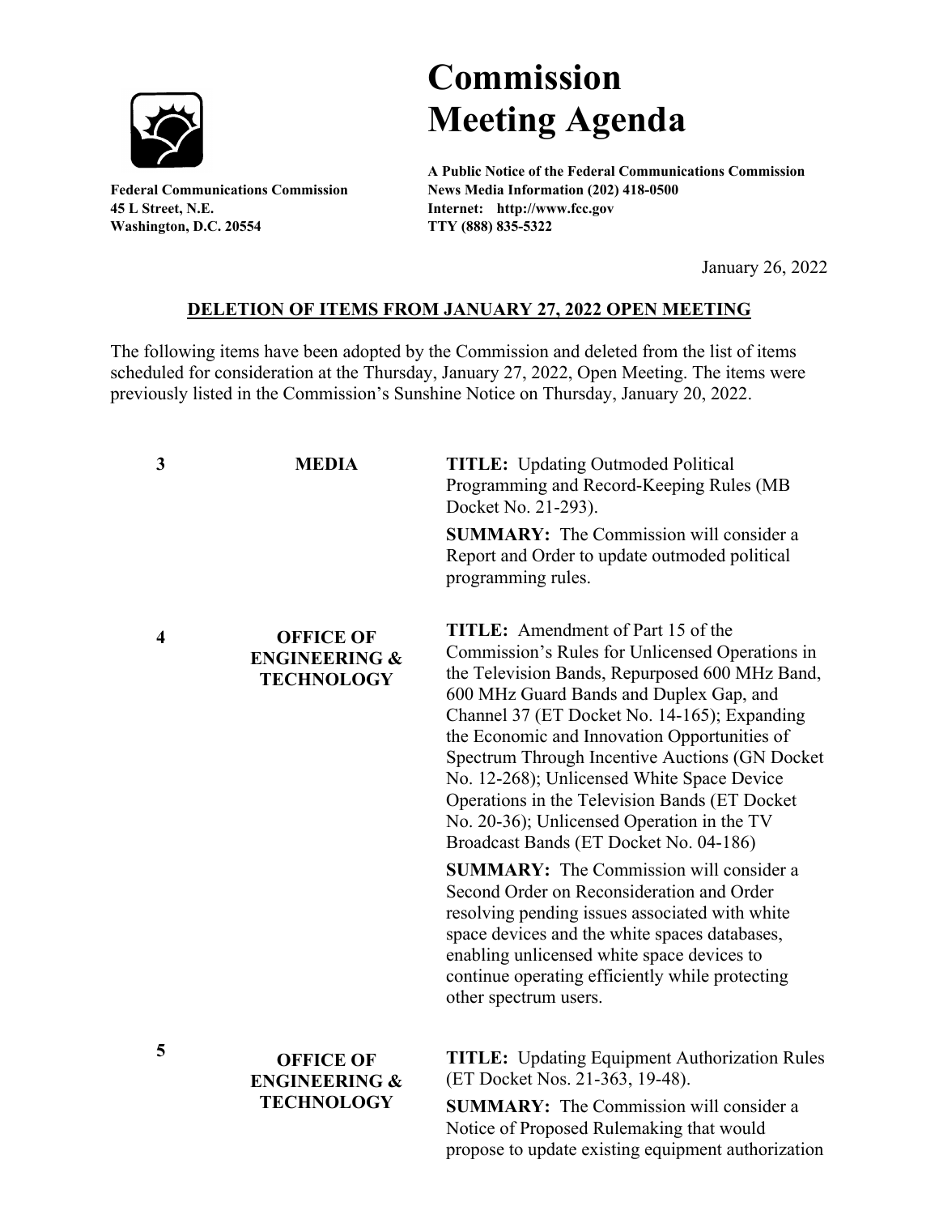# Commission Meeting Agenda

**A Public Notice of the Federal Communications Commission**
**News Media Information (202) 418-0500**
**Internet: http://www.fcc.gov**
**TTY (888) 835-5322**

**Federal Communications Commission**
**45 L Street, N.E.**
**Washington, D.C. 20554**

January 26, 2022

## DELETION OF ITEMS FROM JANUARY 27, 2022 OPEN MEETING

The following items have been adopted by the Commission and deleted from the list of items scheduled for consideration at the Thursday, January 27, 2022, Open Meeting. The items were previously listed in the Commission's Sunshine Notice on Thursday, January 20, 2022.

| | | |
|---|---|---|
| **3** | **MEDIA** | **TITLE:** Updating Outmoded Political Programming and Record-Keeping Rules (MB Docket No. 21-293).<br><br>**SUMMARY:** The Commission will consider a Report and Order to update outmoded political programming rules. |
| **4** | **OFFICE OF ENGINEERING & TECHNOLOGY** | **TITLE:** Amendment of Part 15 of the Commission's Rules for Unlicensed Operations in the Television Bands, Repurposed 600 MHz Band, 600 MHz Guard Bands and Duplex Gap, and Channel 37 (ET Docket No. 14-165); Expanding the Economic and Innovation Opportunities of Spectrum Through Incentive Auctions (GN Docket No. 12-268); Unlicensed White Space Device Operations in the Television Bands (ET Docket No. 20-36); Unlicensed Operation in the TV Broadcast Bands (ET Docket No. 04-186)<br><br>**SUMMARY:** The Commission will consider a Second Order on Reconsideration and Order resolving pending issues associated with white space devices and the white spaces databases, enabling unlicensed white space devices to continue operating efficiently while protecting other spectrum users. |
| **5** | **OFFICE OF ENGINEERING & TECHNOLOGY** | **TITLE:** Updating Equipment Authorization Rules (ET Docket Nos. 21-363, 19-48).<br><br>**SUMMARY:** The Commission will consider a Notice of Proposed Rulemaking that would propose to update existing equipment authorization |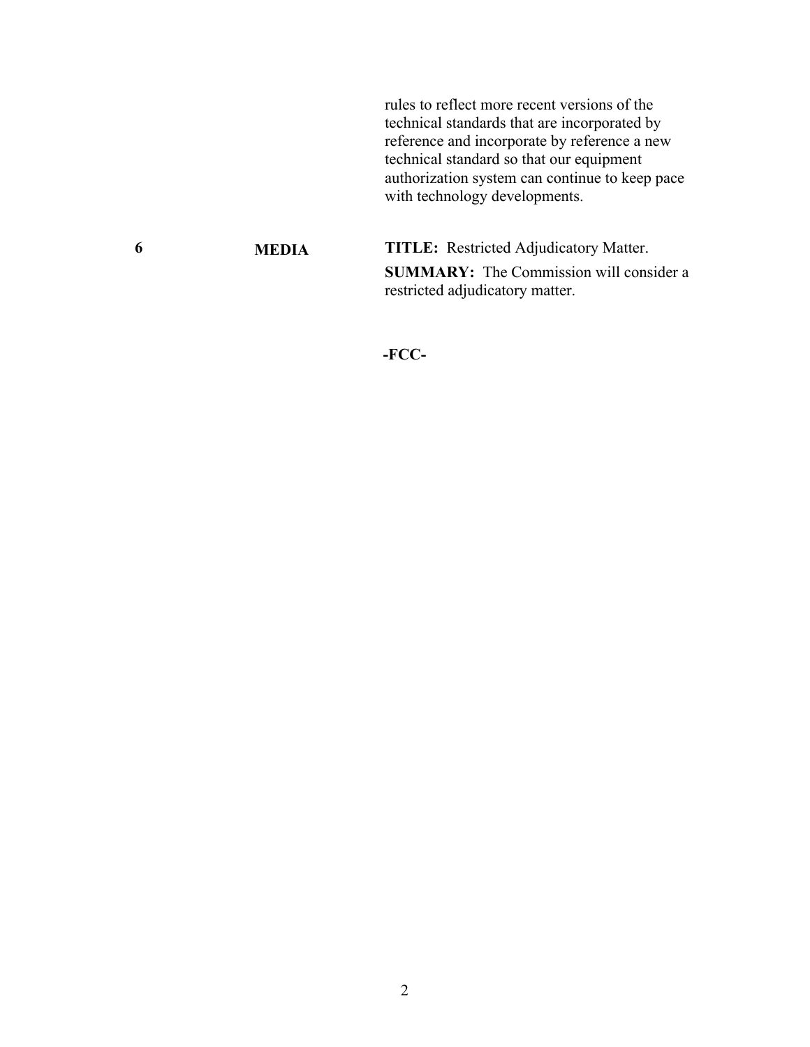| | | |
|---|---|---|
| | | rules to reflect more recent versions of the technical standards that are incorporated by reference and incorporate by reference a new technical standard so that our equipment authorization system can continue to keep pace with technology developments. |
| **6** | **MEDIA** | **TITLE:** Restricted Adjudicatory Matter.<br>**SUMMARY:** The Commission will consider a restricted adjudicatory matter. |

**-FCC-**